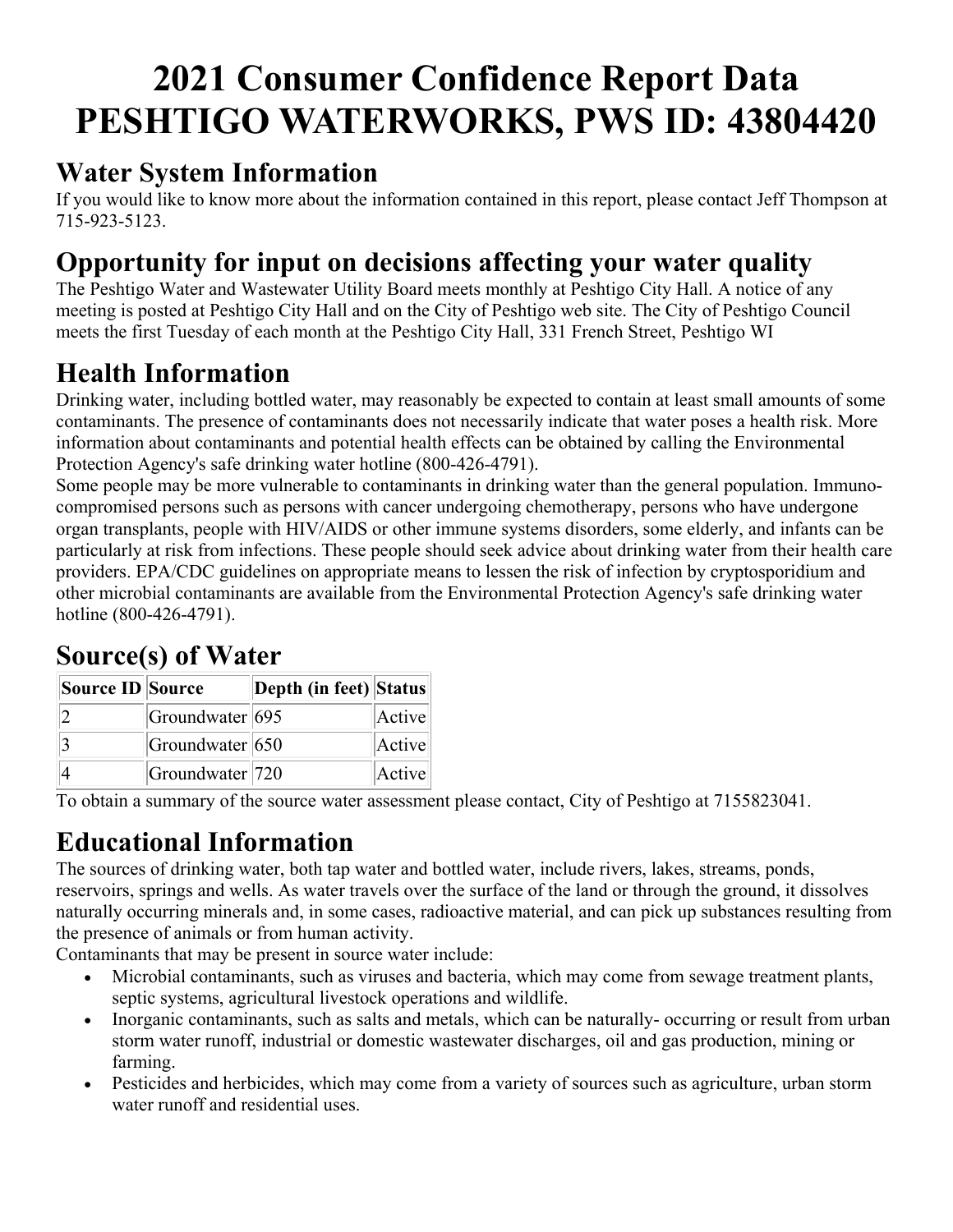# 2021 Consumer Confidence Report Data PESHTIGO WATERWORKS, PWS ID: 43804420

## Water System Information

If you would like to know more about the information contained in this report, please contact Jeff Thompson at 715-923-5123.

## Opportunity for input on decisions affecting your water quality

The Peshtigo Water and Wastewater Utility Board meets monthly at Peshtigo City Hall. A notice of any meeting is posted at Peshtigo City Hall and on the City of Peshtigo web site. The City of Peshtigo Council meets the first Tuesday of each month at the Peshtigo City Hall, 331 French Street, Peshtigo WI

## Health Information

Drinking water, including bottled water, may reasonably be expected to contain at least small amounts of some contaminants. The presence of contaminants does not necessarily indicate that water poses a health risk. More information about contaminants and potential health effects can be obtained by calling the Environmental Protection Agency's safe drinking water hotline (800-426-4791).

Some people may be more vulnerable to contaminants in drinking water than the general population. Immuno-compromised persons such as persons with cancer undergoing chemotherapy, persons who have undergone organ transplants, people with HIV/AIDS or other immune systems disorders, some elderly, and infants can be particularly at risk from infections. These people should seek advice about drinking water from their health care providers. EPA/CDC guidelines on appropriate means to lessen the risk of infection by cryptosporidium and other microbial contaminants are available from the Environmental Protection Agency's safe drinking water hotline (800-426-4791).

## Source(s) of Water

| Source ID | Source | Depth (in feet) | Status |
|---|---|---|---|
| 2 | Groundwater | 695 | Active |
| 3 | Groundwater | 650 | Active |
| 4 | Groundwater | 720 | Active |

To obtain a summary of the source water assessment please contact, City of Peshtigo at 7155823041.

## Educational Information

The sources of drinking water, both tap water and bottled water, include rivers, lakes, streams, ponds, reservoirs, springs and wells. As water travels over the surface of the land or through the ground, it dissolves naturally occurring minerals and, in some cases, radioactive material, and can pick up substances resulting from the presence of animals or from human activity.

Contaminants that may be present in source water include:

- Microbial contaminants, such as viruses and bacteria, which may come from sewage treatment plants, septic systems, agricultural livestock operations and wildlife.
- Inorganic contaminants, such as salts and metals, which can be naturally- occurring or result from urban storm water runoff, industrial or domestic wastewater discharges, oil and gas production, mining or farming.
- Pesticides and herbicides, which may come from a variety of sources such as agriculture, urban storm water runoff and residential uses.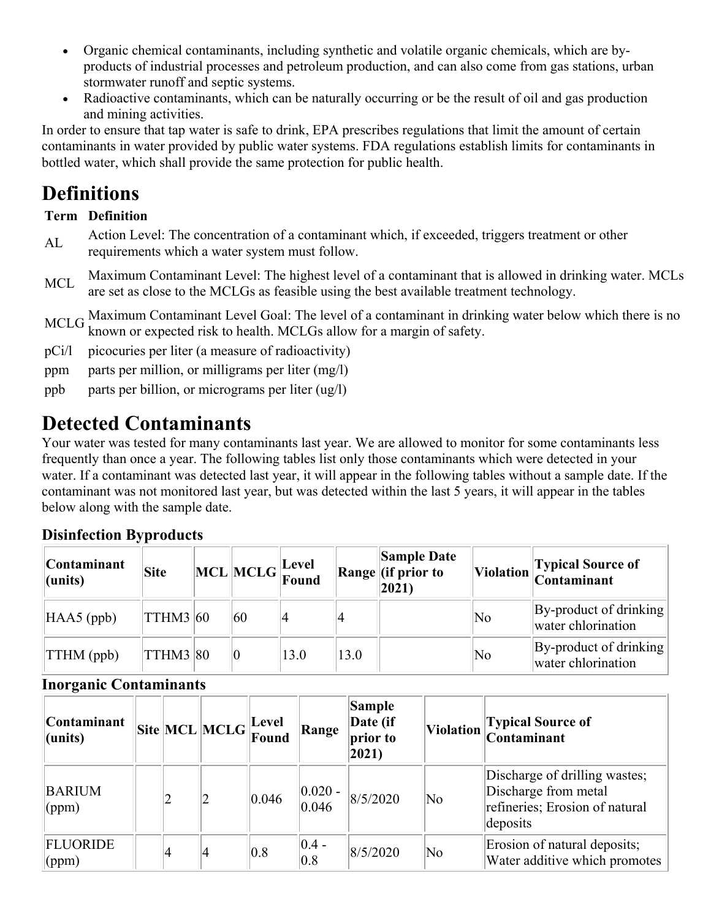- Organic chemical contaminants, including synthetic and volatile organic chemicals, which are by-products of industrial processes and petroleum production, and can also come from gas stations, urban stormwater runoff and septic systems.
- Radioactive contaminants, which can be naturally occurring or be the result of oil and gas production and mining activities.

In order to ensure that tap water is safe to drink, EPA prescribes regulations that limit the amount of certain contaminants in water provided by public water systems. FDA regulations establish limits for contaminants in bottled water, which shall provide the same protection for public health.

# Definitions

| Term | Definition |
| --- | --- |
| AL | Action Level: The concentration of a contaminant which, if exceeded, triggers treatment or other requirements which a water system must follow. |
| MCL | Maximum Contaminant Level: The highest level of a contaminant that is allowed in drinking water. MCLs are set as close to the MCLGs as feasible using the best available treatment technology. |
| MCLG | Maximum Contaminant Level Goal: The level of a contaminant in drinking water below which there is no known or expected risk to health. MCLGs allow for a margin of safety. |
| pCi/l | picocuries per liter (a measure of radioactivity) |
| ppm | parts per million, or milligrams per liter (mg/l) |
| ppb | parts per billion, or micrograms per liter (ug/l) |

# Detected Contaminants

Your water was tested for many contaminants last year. We are allowed to monitor for some contaminants less frequently than once a year. The following tables list only those contaminants which were detected in your water. If a contaminant was detected last year, it will appear in the following tables without a sample date. If the contaminant was not monitored last year, but was detected within the last 5 years, it will appear in the tables below along with the sample date.

### Disinfection Byproducts

| Contaminant (units) | Site | MCL | MCLG | Level Found | Range | Sample Date (if prior to 2021) | Violation | Typical Source of Contaminant |
| --- | --- | --- | --- | --- | --- | --- | --- | --- |
| HAA5 (ppb) | TTHM3 | 60 | 60 | 4 | 4 | | No | By-product of drinking water chlorination |
| TTHM (ppb) | TTHM3 | 80 | 0 | 13.0 | 13.0 | | No | By-product of drinking water chlorination |

### Inorganic Contaminants

| Contaminant (units) | Site | MCL | MCLG | Level Found | Range | Sample Date (if prior to 2021) | Violation | Typical Source of Contaminant |
| --- | --- | --- | --- | --- | --- | --- | --- | --- |
| BARIUM (ppm) | | 2 | 2 | 0.046 | 0.020 - 0.046 | 8/5/2020 | No | Discharge of drilling wastes; Discharge from metal refineries; Erosion of natural deposits |
| FLUORIDE (ppm) | | 4 | 4 | 0.8 | 0.4 - 0.8 | 8/5/2020 | No | Erosion of natural deposits; Water additive which promotes |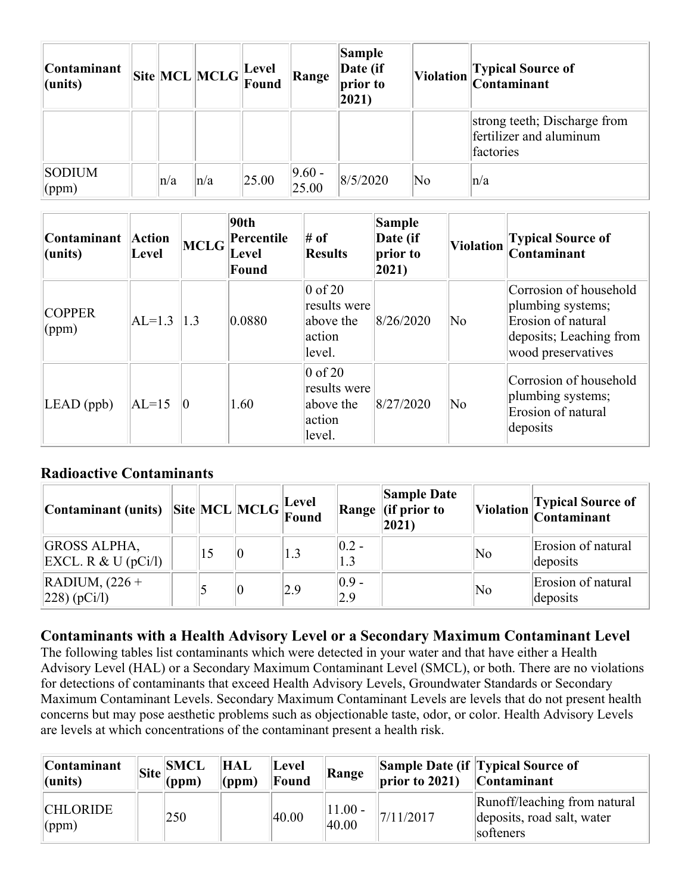| Contaminant (units) | Site | MCL | MCLG | Level Found | Range | Sample Date (if prior to 2021) | Violation | Typical Source of Contaminant |
|---|---|---|---|---|---|---|---|---|
| | | | | | | | | strong teeth; Discharge from fertilizer and aluminum factories |
| SODIUM (ppm) | | n/a | n/a | 25.00 | 9.60 - 25.00 | 8/5/2020 | No | n/a |

| Contaminant (units) | Action Level | MCLG | 90th Percentile Level Found | # of Results | Sample Date (if prior to 2021) | Violation | Typical Source of Contaminant |
|---|---|---|---|---|---|---|---|
| COPPER (ppm) | AL=1.3 | 1.3 | 0.0880 | 0 of 20 results were above the action level. | 8/26/2020 | No | Corrosion of household plumbing systems; Erosion of natural deposits; Leaching from wood preservatives |
| LEAD (ppb) | AL=15 | 0 | 1.60 | 0 of 20 results were above the action level. | 8/27/2020 | No | Corrosion of household plumbing systems; Erosion of natural deposits |

### Radioactive Contaminants

| Contaminant (units) | Site | MCL | MCLG | Level Found | Range | Sample Date (if prior to 2021) | Violation | Typical Source of Contaminant |
|---|---|---|---|---|---|---|---|---|
| GROSS ALPHA, EXCL. R & U (pCi/l) | | 15 | 0 | 1.3 | 0.2 - 1.3 | | No | Erosion of natural deposits |
| RADIUM, (226 + 228) (pCi/l) | | 5 | 0 | 2.9 | 0.9 - 2.9 | | No | Erosion of natural deposits |

### Contaminants with a Health Advisory Level or a Secondary Maximum Contaminant Level

The following tables list contaminants which were detected in your water and that have either a Health Advisory Level (HAL) or a Secondary Maximum Contaminant Level (SMCL), or both. There are no violations for detections of contaminants that exceed Health Advisory Levels, Groundwater Standards or Secondary Maximum Contaminant Levels. Secondary Maximum Contaminant Levels are levels that do not present health concerns but may pose aesthetic problems such as objectionable taste, odor, or color. Health Advisory Levels are levels at which concentrations of the contaminant present a health risk.

| Contaminant (units) | Site | SMCL (ppm) | HAL (ppm) | Level Found | Range | Sample Date (if prior to 2021) | Typical Source of Contaminant |
|---|---|---|---|---|---|---|---|
| CHLORIDE (ppm) | | 250 | | 40.00 | 11.00 - 40.00 | 7/11/2017 | Runoff/leaching from natural deposits, road salt, water softeners |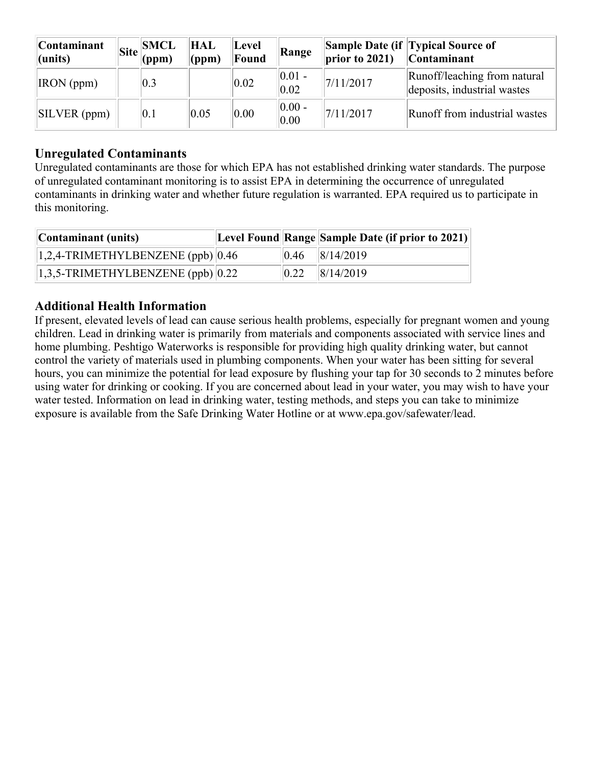| Contaminant (units) | Site | SMCL (ppm) | HAL (ppm) | Level Found | Range | Sample Date (if prior to 2021) | Typical Source of Contaminant |
|---|---|---|---|---|---|---|---|
| IRON (ppm) | | 0.3 | | 0.02 | 0.01 - 0.02 | 7/11/2017 | Runoff/leaching from natural deposits, industrial wastes |
| SILVER (ppm) | | 0.1 | 0.05 | 0.00 | 0.00 - 0.00 | 7/11/2017 | Runoff from industrial wastes |

## Unregulated Contaminants

Unregulated contaminants are those for which EPA has not established drinking water standards. The purpose of unregulated contaminant monitoring is to assist EPA in determining the occurrence of unregulated contaminants in drinking water and whether future regulation is warranted. EPA required us to participate in this monitoring.

| Contaminant (units) | Level Found | Range | Sample Date (if prior to 2021) |
|---|---|---|---|
| 1,2,4-TRIMETHYLBENZENE (ppb) | 0.46 | 0.46 | 8/14/2019 |
| 1,3,5-TRIMETHYLBENZENE (ppb) | 0.22 | 0.22 | 8/14/2019 |

## Additional Health Information

If present, elevated levels of lead can cause serious health problems, especially for pregnant women and young children. Lead in drinking water is primarily from materials and components associated with service lines and home plumbing. Peshtigo Waterworks is responsible for providing high quality drinking water, but cannot control the variety of materials used in plumbing components. When your water has been sitting for several hours, you can minimize the potential for lead exposure by flushing your tap for 30 seconds to 2 minutes before using water for drinking or cooking. If you are concerned about lead in your water, you may wish to have your water tested. Information on lead in drinking water, testing methods, and steps you can take to minimize exposure is available from the Safe Drinking Water Hotline or at www.epa.gov/safewater/lead.